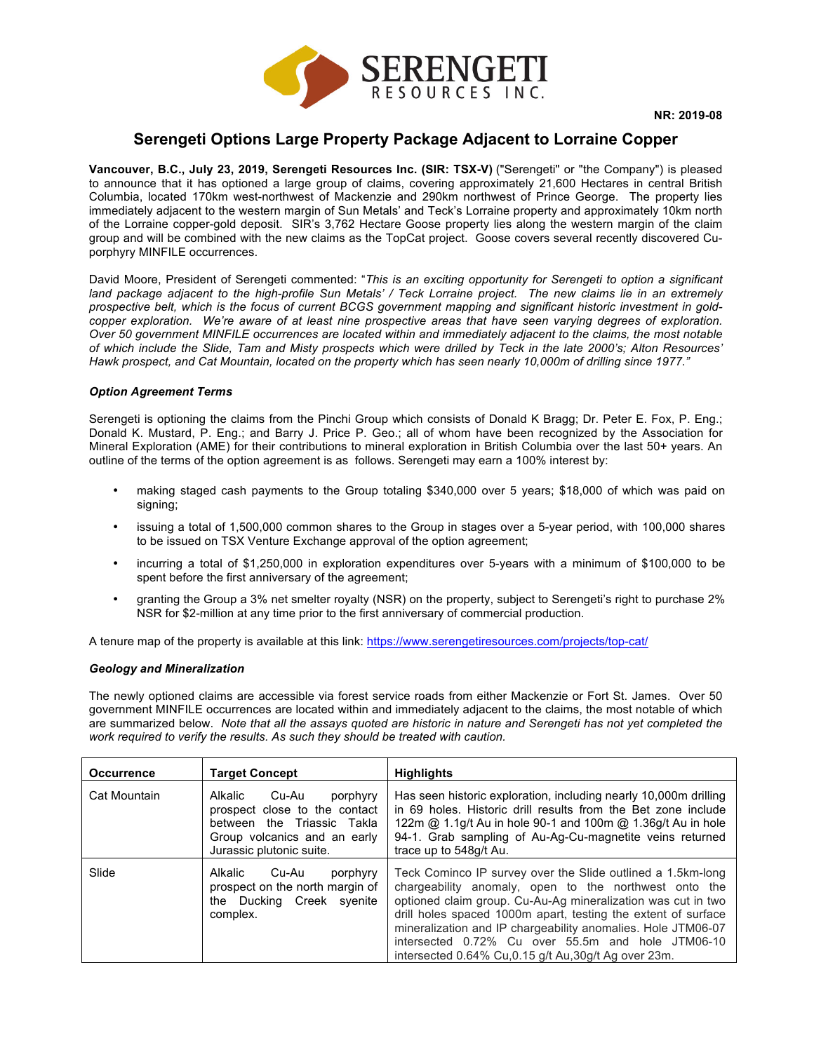SERENGETI RESOURCES INC.

NR: 2019-08

# Serengeti Options Large Property Package Adjacent to Lorraine Copper

**Vancouver, B.C., July 23, 2019, Serengeti Resources Inc. (SIR: TSX-V)** ("Serengeti" or "the Company") is pleased to announce that it has optioned a large group of claims, covering approximately 21,600 Hectares in central British Columbia, located 170km west-northwest of Mackenzie and 290km northwest of Prince George. The property lies immediately adjacent to the western margin of Sun Metals' and Teck's Lorraine property and approximately 10km north of the Lorraine copper-gold deposit. SIR's 3,762 Hectare Goose property lies along the western margin of the claim group and will be combined with the new claims as the TopCat project. Goose covers several recently discovered Cu-porphyry MINFILE occurrences.

David Moore, President of Serengeti commented: "*This is an exciting opportunity for Serengeti to option a significant land package adjacent to the high-profile Sun Metals' / Teck Lorraine project. The new claims lie in an extremely prospective belt, which is the focus of current BCGS government mapping and significant historic investment in gold-copper exploration. We're aware of at least nine prospective areas that have seen varying degrees of exploration. Over 50 government MINFILE occurrences are located within and immediately adjacent to the claims, the most notable of which include the Slide, Tam and Misty prospects which were drilled by Teck in the late 2000's; Alton Resources' Hawk prospect, and Cat Mountain, located on the property which has seen nearly 10,000m of drilling since 1977.*"

### *Option Agreement Terms*

Serengeti is optioning the claims from the Pinchi Group which consists of Donald K Bragg; Dr. Peter E. Fox, P. Eng.; Donald K. Mustard, P. Eng.; and Barry J. Price P. Geo.; all of whom have been recognized by the Association for Mineral Exploration (AME) for their contributions to mineral exploration in British Columbia over the last 50+ years. An outline of the terms of the option agreement is as follows. Serengeti may earn a 100% interest by:

- making staged cash payments to the Group totaling $340,000 over 5 years; $18,000 of which was paid on signing;
- issuing a total of 1,500,000 common shares to the Group in stages over a 5-year period, with 100,000 shares to be issued on TSX Venture Exchange approval of the option agreement;
- incurring a total of $1,250,000 in exploration expenditures over 5-years with a minimum of $100,000 to be spent before the first anniversary of the agreement;
- granting the Group a 3% net smelter royalty (NSR) on the property, subject to Serengeti's right to purchase 2% NSR for $2-million at any time prior to the first anniversary of commercial production.

A tenure map of the property is available at this link: https://www.serengetiresources.com/projects/top-cat/

### *Geology and Mineralization*

The newly optioned claims are accessible via forest service roads from either Mackenzie or Fort St. James. Over 50 government MINFILE occurrences are located within and immediately adjacent to the claims, the most notable of which are summarized below. *Note that all the assays quoted are historic in nature and Serengeti has not yet completed the work required to verify the results. As such they should be treated with caution.*

| Occurrence | Target Concept | Highlights |
|---|---|---|
| Cat Mountain | Alkalic Cu-Au porphyry prospect close to the contact between the Triassic Takla Group volcanics and an early Jurassic plutonic suite. | Has seen historic exploration, including nearly 10,000m drilling in 69 holes. Historic drill results from the Bet zone include 122m @ 1.1g/t Au in hole 90-1 and 100m @ 1.36g/t Au in hole 94-1. Grab sampling of Au-Ag-Cu-magnetite veins returned trace up to 548g/t Au. |
| Slide | Alkalic Cu-Au porphyry prospect on the north margin of the Ducking Creek syenite complex. | Teck Cominco IP survey over the Slide outlined a 1.5km-long chargeability anomaly, open to the northwest onto the optioned claim group. Cu-Au-Ag mineralization was cut in two drill holes spaced 1000m apart, testing the extent of surface mineralization and IP chargeability anomalies. Hole JTM06-07 intersected 0.72% Cu over 55.5m and hole JTM06-10 intersected 0.64% Cu,0.15 g/t Au,30g/t Ag over 23m. |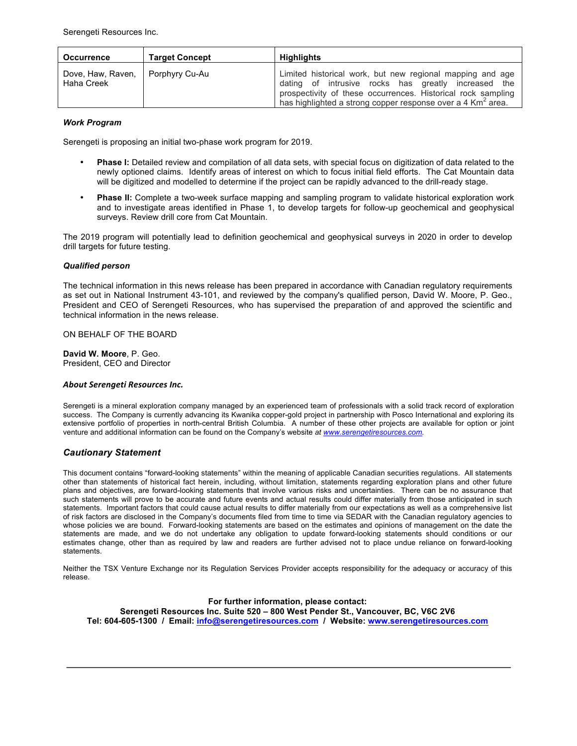| Occurrence | Target Concept | Highlights |
|---|---|---|
| Dove, Haw, Raven, Haha Creek | Porphyry Cu-Au | Limited historical work, but new regional mapping and age dating of intrusive rocks has greatly increased the prospectivity of these occurrences. Historical rock sampling has highlighted a strong copper response over a 4 $Km^2$ area. |

***Work Program***

Serengeti is proposing an initial two-phase work program for 2019.

- **Phase I:** Detailed review and compilation of all data sets, with special focus on digitization of data related to the newly optioned claims. Identify areas of interest on which to focus initial field efforts. The Cat Mountain data will be digitized and modelled to determine if the project can be rapidly advanced to the drill-ready stage.
- **Phase II:** Complete a two-week surface mapping and sampling program to validate historical exploration work and to investigate areas identified in Phase 1, to develop targets for follow-up geochemical and geophysical surveys. Review drill core from Cat Mountain.

The 2019 program will potentially lead to definition geochemical and geophysical surveys in 2020 in order to develop drill targets for future testing.

***Qualified person***

The technical information in this news release has been prepared in accordance with Canadian regulatory requirements as set out in National Instrument 43-101, and reviewed by the company's qualified person, David W. Moore, P. Geo., President and CEO of Serengeti Resources, who has supervised the preparation of and approved the scientific and technical information in the news release.

ON BEHALF OF THE BOARD

**David W. Moore**, P. Geo.
President, CEO and Director

***About Serengeti Resources Inc.***

Serengeti is a mineral exploration company managed by an experienced team of professionals with a solid track record of exploration success. The Company is currently advancing its Kwanika copper-gold project in partnership with Posco International and exploring its extensive portfolio of properties in north-central British Columbia. A number of these other projects are available for option or joint venture and additional information can be found on the Company's website *at www.serengetiresources.com.*

## *Cautionary Statement*

This document contains "forward-looking statements" within the meaning of applicable Canadian securities regulations. All statements other than statements of historical fact herein, including, without limitation, statements regarding exploration plans and other future plans and objectives, are forward-looking statements that involve various risks and uncertainties. There can be no assurance that such statements will prove to be accurate and future events and actual results could differ materially from those anticipated in such statements. Important factors that could cause actual results to differ materially from our expectations as well as a comprehensive list of risk factors are disclosed in the Company's documents filed from time to time via SEDAR with the Canadian regulatory agencies to whose policies we are bound. Forward-looking statements are based on the estimates and opinions of management on the date the statements are made, and we do not undertake any obligation to update forward-looking statements should conditions or our estimates change, other than as required by law and readers are further advised not to place undue reliance on forward-looking statements.

Neither the TSX Venture Exchange nor its Regulation Services Provider accepts responsibility for the adequacy or accuracy of this release.

**For further information, please contact:**
**Serengeti Resources Inc. Suite 520 – 800 West Pender St., Vancouver, BC, V6C 2V6**
**Tel: 604-605-1300 / Email: info@serengetiresources.com / Website: www.serengetiresources.com**